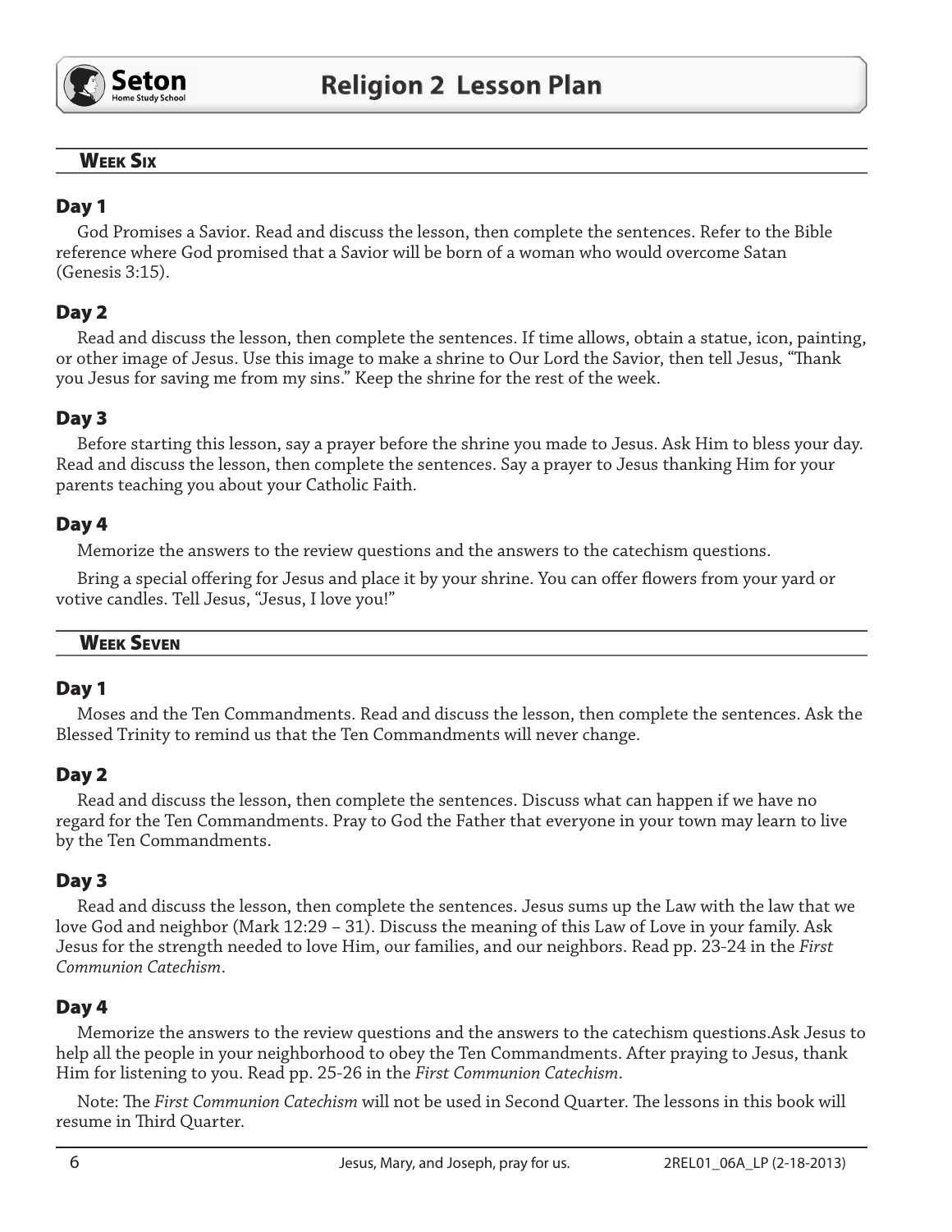# Religion 2 Lesson Plan

## Week Six

### Day 1

God Promises a Savior. Read and discuss the lesson, then complete the sentences. Refer to the Bible reference where God promised that a Savior will be born of a woman who would overcome Satan (Genesis 3:15).

### Day 2

Read and discuss the lesson, then complete the sentences. If time allows, obtain a statue, icon, painting, or other image of Jesus. Use this image to make a shrine to Our Lord the Savior, then tell Jesus, "Thank you Jesus for saving me from my sins." Keep the shrine for the rest of the week.

### Day 3

Before starting this lesson, say a prayer before the shrine you made to Jesus. Ask Him to bless your day. Read and discuss the lesson, then complete the sentences. Say a prayer to Jesus thanking Him for your parents teaching you about your Catholic Faith.

### Day 4

Memorize the answers to the review questions and the answers to the catechism questions.

Bring a special offering for Jesus and place it by your shrine. You can offer flowers from your yard or votive candles. Tell Jesus, "Jesus, I love you!"

## Week Seven

### Day 1

Moses and the Ten Commandments. Read and discuss the lesson, then complete the sentences. Ask the Blessed Trinity to remind us that the Ten Commandments will never change.

### Day 2

Read and discuss the lesson, then complete the sentences. Discuss what can happen if we have no regard for the Ten Commandments. Pray to God the Father that everyone in your town may learn to live by the Ten Commandments.

### Day 3

Read and discuss the lesson, then complete the sentences. Jesus sums up the Law with the law that we love God and neighbor (Mark 12:29 – 31). Discuss the meaning of this Law of Love in your family. Ask Jesus for the strength needed to love Him, our families, and our neighbors. Read pp. 23-24 in the *First Communion Catechism*.

### Day 4

Memorize the answers to the review questions and the answers to the catechism questions.Ask Jesus to help all the people in your neighborhood to obey the Ten Commandments. After praying to Jesus, thank Him for listening to you. Read pp. 25-26 in the *First Communion Catechism*.

Note: The *First Communion Catechism* will not be used in Second Quarter. The lessons in this book will resume in Third Quarter.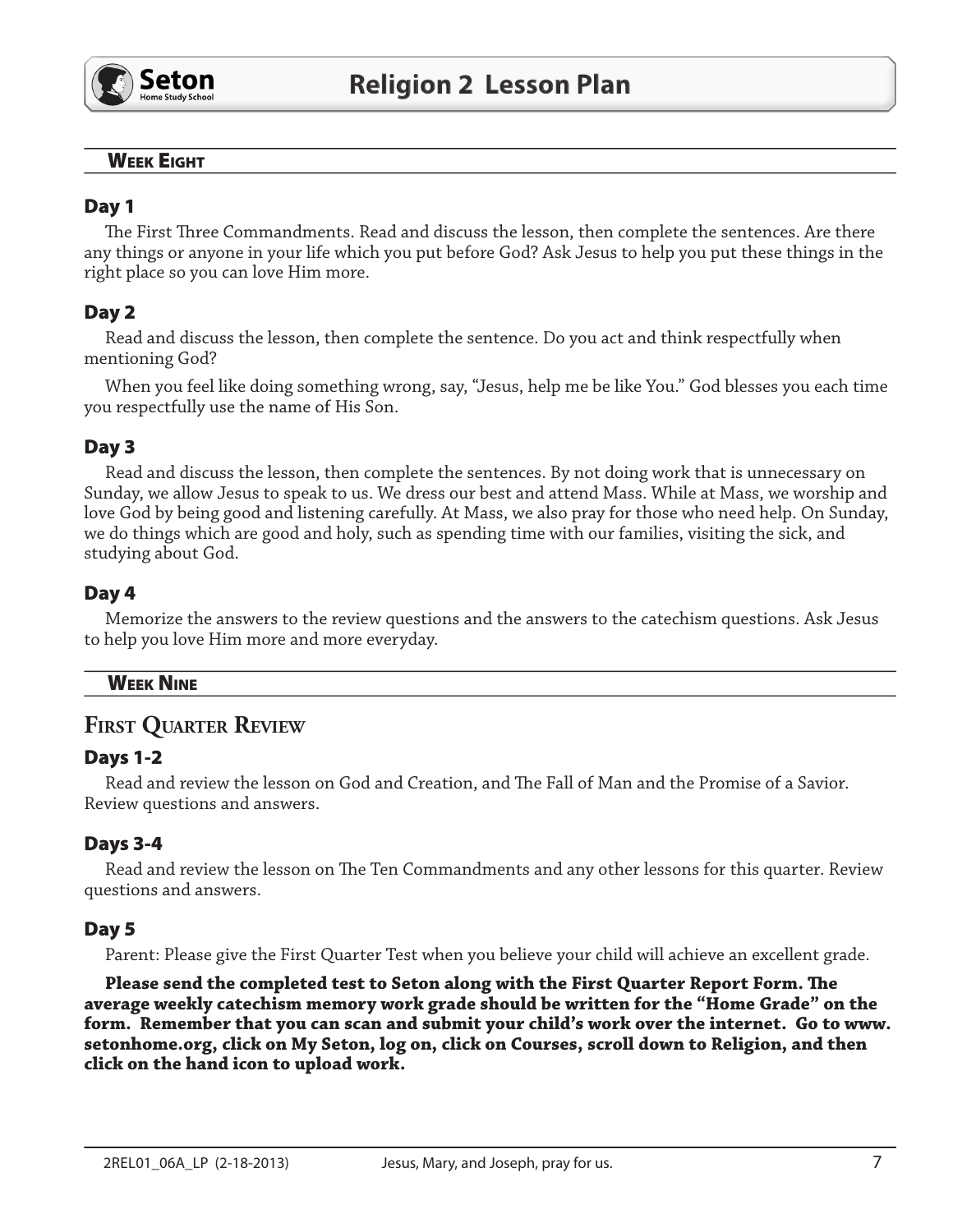## Week Eight

### Day 1

The First Three Commandments. Read and discuss the lesson, then complete the sentences. Are there any things or anyone in your life which you put before God? Ask Jesus to help you put these things in the right place so you can love Him more.

### Day 2

Read and discuss the lesson, then complete the sentence. Do you act and think respectfully when mentioning God?

When you feel like doing something wrong, say, "Jesus, help me be like You." God blesses you each time you respectfully use the name of His Son.

### Day 3

Read and discuss the lesson, then complete the sentences. By not doing work that is unnecessary on Sunday, we allow Jesus to speak to us. We dress our best and attend Mass. While at Mass, we worship and love God by being good and listening carefully. At Mass, we also pray for those who need help. On Sunday, we do things which are good and holy, such as spending time with our families, visiting the sick, and studying about God.

### Day 4

Memorize the answers to the review questions and the answers to the catechism questions. Ask Jesus to help you love Him more and more everyday.

## Week Nine

## First Quarter Review

### Days 1-2

Read and review the lesson on God and Creation, and The Fall of Man and the Promise of a Savior. Review questions and answers.

### Days 3-4

Read and review the lesson on The Ten Commandments and any other lessons for this quarter. Review questions and answers.

### Day 5

Parent: Please give the First Quarter Test when you believe your child will achieve an excellent grade.

**Please send the completed test to Seton along with the First Quarter Report Form. The average weekly catechism memory work grade should be written for the "Home Grade" on the form. Remember that you can scan and submit your child's work over the internet. Go to www.setonhome.org, click on My Seton, log on, click on Courses, scroll down to Religion, and then click on the hand icon to upload work.**